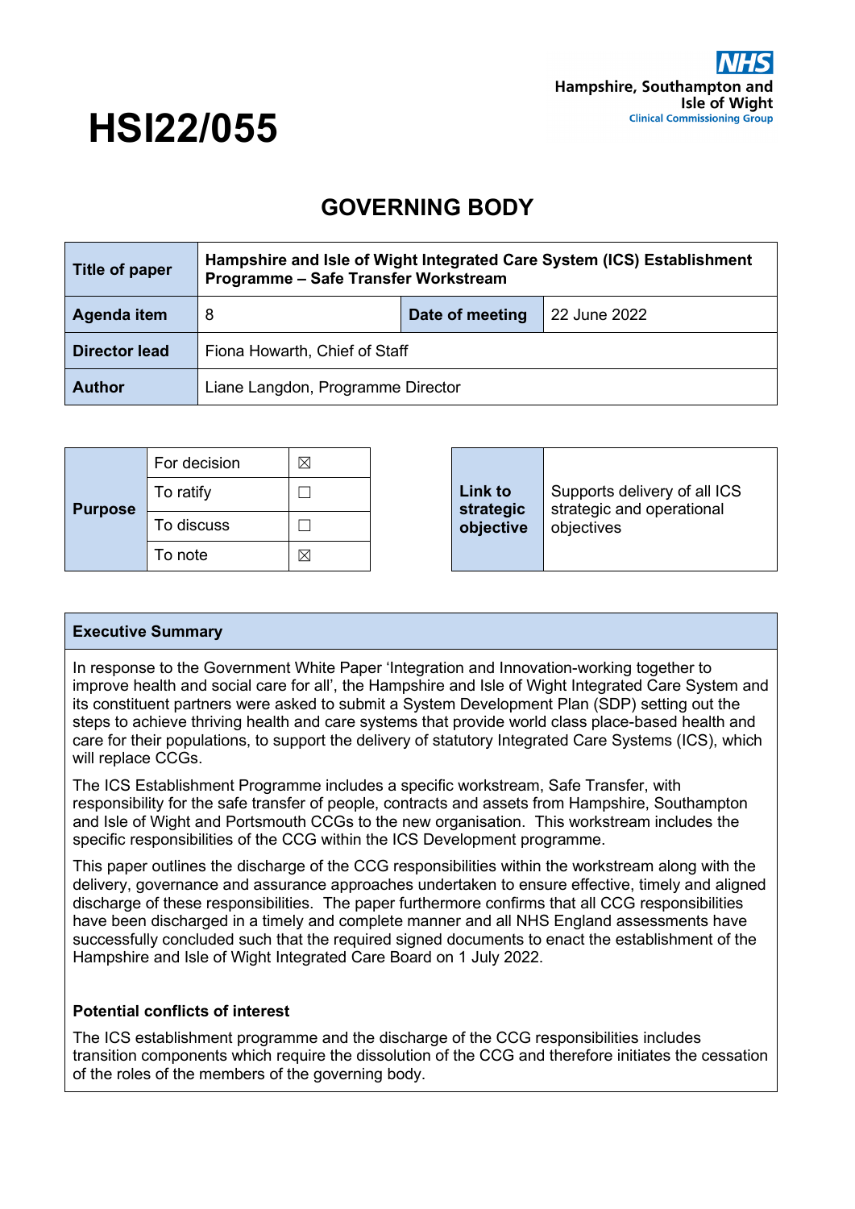# HSI22/055

NHS Hampshire, Southampton and Isle of Wight Clinical Commissioning Group

## GOVERNING BODY

| Title of paper | Hampshire and Isle of Wight Integrated Care System (ICS) Establishment Programme – Safe Transfer Workstream | | |
|---|---|---|---|
| Agenda item | 8 | Date of meeting | 22 June 2022 |
| Director lead | Fiona Howarth, Chief of Staff | | |
| Author | Liane Langdon, Programme Director | | |

| Purpose | | |
|---|---|---|
| | For decision | ☒ |
| | To ratify | ☐ |
| | To discuss | ☐ |
| | To note | ☒ |

| Link to strategic objective | Supports delivery of all ICS strategic and operational objectives |
|---|---|

### Executive Summary

In response to the Government White Paper 'Integration and Innovation-working together to improve health and social care for all', the Hampshire and Isle of Wight Integrated Care System and its constituent partners were asked to submit a System Development Plan (SDP) setting out the steps to achieve thriving health and care systems that provide world class place-based health and care for their populations, to support the delivery of statutory Integrated Care Systems (ICS), which will replace CCGs.

The ICS Establishment Programme includes a specific workstream, Safe Transfer, with responsibility for the safe transfer of people, contracts and assets from Hampshire, Southampton and Isle of Wight and Portsmouth CCGs to the new organisation. This workstream includes the specific responsibilities of the CCG within the ICS Development programme.

This paper outlines the discharge of the CCG responsibilities within the workstream along with the delivery, governance and assurance approaches undertaken to ensure effective, timely and aligned discharge of these responsibilities. The paper furthermore confirms that all CCG responsibilities have been discharged in a timely and complete manner and all NHS England assessments have successfully concluded such that the required signed documents to enact the establishment of the Hampshire and Isle of Wight Integrated Care Board on 1 July 2022.

**Potential conflicts of interest**

The ICS establishment programme and the discharge of the CCG responsibilities includes transition components which require the dissolution of the CCG and therefore initiates the cessation of the roles of the members of the governing body.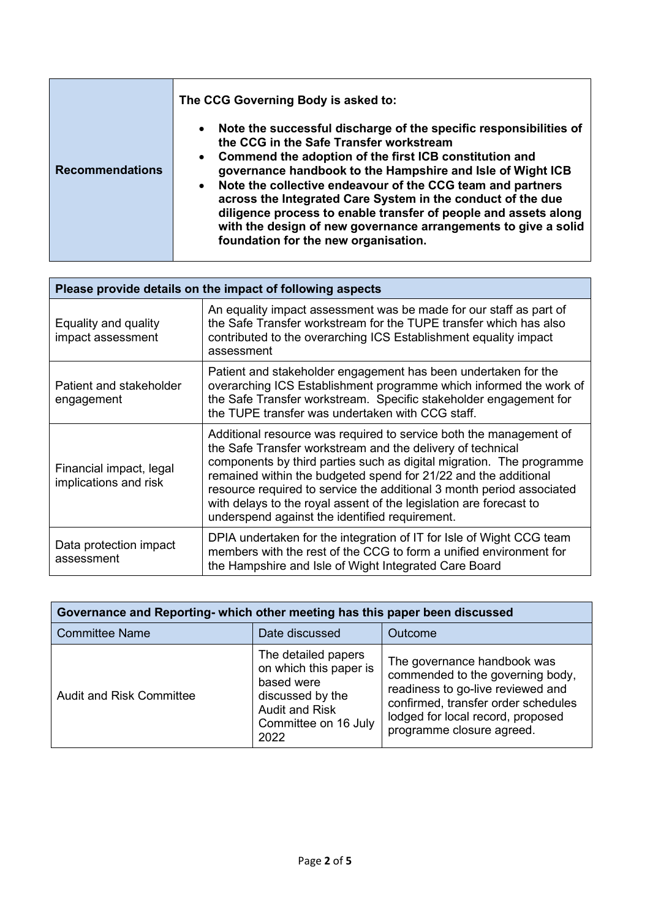| Recommendations | **The CCG Governing Body is asked to:**<br>• **Note the successful discharge of the specific responsibilities of the CCG in the Safe Transfer workstream**<br>• **Commend the adoption of the first ICB constitution and governance handbook to the Hampshire and Isle of Wight ICB**<br>• **Note the collective endeavour of the CCG team and partners across the Integrated Care System in the conduct of the due diligence process to enable transfer of people and assets along with the design of new governance arrangements to give a solid foundation for the new organisation.** |
|---|---|

| Please provide details on the impact of following aspects | |
|---|---|
| Equality and quality impact assessment | An equality impact assessment was be made for our staff as part of the Safe Transfer workstream for the TUPE transfer which has also contributed to the overarching ICS Establishment equality impact assessment |
| Patient and stakeholder engagement | Patient and stakeholder engagement has been undertaken for the overarching ICS Establishment programme which informed the work of the Safe Transfer workstream. Specific stakeholder engagement for the TUPE transfer was undertaken with CCG staff. |
| Financial impact, legal implications and risk | Additional resource was required to service both the management of the Safe Transfer workstream and the delivery of technical components by third parties such as digital migration. The programme remained within the budgeted spend for 21/22 and the additional resource required to service the additional 3 month period associated with delays to the royal assent of the legislation are forecast to underspend against the identified requirement. |
| Data protection impact assessment | DPIA undertaken for the integration of IT for Isle of Wight CCG team members with the rest of the CCG to form a unified environment for the Hampshire and Isle of Wight Integrated Care Board |

| Governance and Reporting- which other meeting has this paper been discussed | | |
|---|---|---|
| Committee Name | Date discussed | Outcome |
| Audit and Risk Committee | The detailed papers on which this paper is based were discussed by the Audit and Risk Committee on 16 July 2022 | The governance handbook was commended to the governing body, readiness to go-live reviewed and confirmed, transfer order schedules lodged for local record, proposed programme closure agreed. |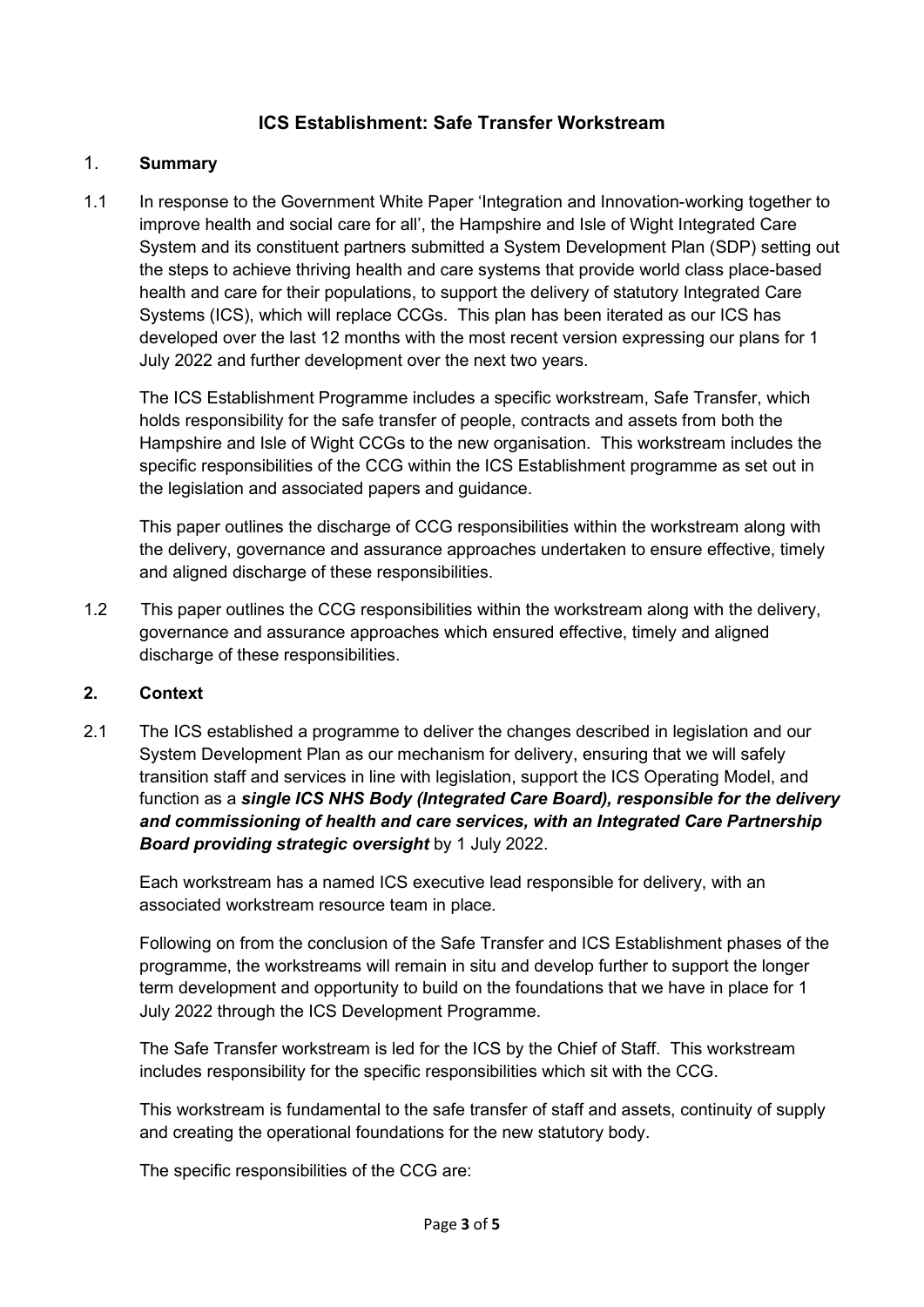# ICS Establishment: Safe Transfer Workstream

## 1. Summary

1.1 In response to the Government White Paper 'Integration and Innovation-working together to improve health and social care for all', the Hampshire and Isle of Wight Integrated Care System and its constituent partners submitted a System Development Plan (SDP) setting out the steps to achieve thriving health and care systems that provide world class place-based health and care for their populations, to support the delivery of statutory Integrated Care Systems (ICS), which will replace CCGs. This plan has been iterated as our ICS has developed over the last 12 months with the most recent version expressing our plans for 1 July 2022 and further development over the next two years.

The ICS Establishment Programme includes a specific workstream, Safe Transfer, which holds responsibility for the safe transfer of people, contracts and assets from both the Hampshire and Isle of Wight CCGs to the new organisation. This workstream includes the specific responsibilities of the CCG within the ICS Establishment programme as set out in the legislation and associated papers and guidance.

This paper outlines the discharge of CCG responsibilities within the workstream along with the delivery, governance and assurance approaches undertaken to ensure effective, timely and aligned discharge of these responsibilities.

1.2 This paper outlines the CCG responsibilities within the workstream along with the delivery, governance and assurance approaches which ensured effective, timely and aligned discharge of these responsibilities.

## 2. Context

2.1 The ICS established a programme to deliver the changes described in legislation and our System Development Plan as our mechanism for delivery, ensuring that we will safely transition staff and services in line with legislation, support the ICS Operating Model, and function as a ***single ICS NHS Body (Integrated Care Board), responsible for the delivery and commissioning of health and care services, with an Integrated Care Partnership Board providing strategic oversight*** by 1 July 2022.

Each workstream has a named ICS executive lead responsible for delivery, with an associated workstream resource team in place.

Following on from the conclusion of the Safe Transfer and ICS Establishment phases of the programme, the workstreams will remain in situ and develop further to support the longer term development and opportunity to build on the foundations that we have in place for 1 July 2022 through the ICS Development Programme.

The Safe Transfer workstream is led for the ICS by the Chief of Staff. This workstream includes responsibility for the specific responsibilities which sit with the CCG.

This workstream is fundamental to the safe transfer of staff and assets, continuity of supply and creating the operational foundations for the new statutory body.

The specific responsibilities of the CCG are: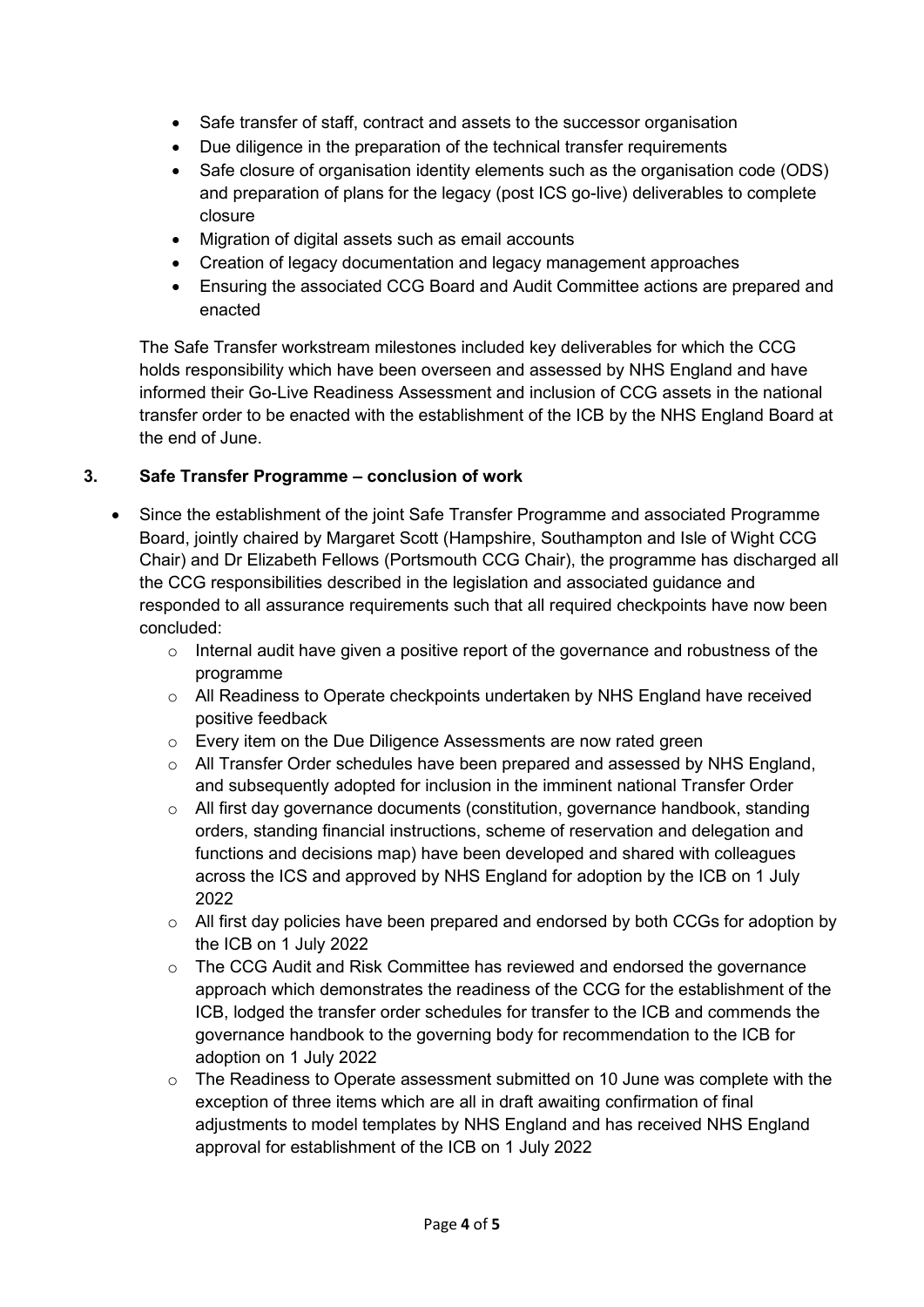- Safe transfer of staff, contract and assets to the successor organisation
- Due diligence in the preparation of the technical transfer requirements
- Safe closure of organisation identity elements such as the organisation code (ODS) and preparation of plans for the legacy (post ICS go-live) deliverables to complete closure
- Migration of digital assets such as email accounts
- Creation of legacy documentation and legacy management approaches
- Ensuring the associated CCG Board and Audit Committee actions are prepared and enacted

The Safe Transfer workstream milestones included key deliverables for which the CCG holds responsibility which have been overseen and assessed by NHS England and have informed their Go-Live Readiness Assessment and inclusion of CCG assets in the national transfer order to be enacted with the establishment of the ICB by the NHS England Board at the end of June.

## 3. Safe Transfer Programme – conclusion of work

- Since the establishment of the joint Safe Transfer Programme and associated Programme Board, jointly chaired by Margaret Scott (Hampshire, Southampton and Isle of Wight CCG Chair) and Dr Elizabeth Fellows (Portsmouth CCG Chair), the programme has discharged all the CCG responsibilities described in the legislation and associated guidance and responded to all assurance requirements such that all required checkpoints have now been concluded:
  - Internal audit have given a positive report of the governance and robustness of the programme
  - All Readiness to Operate checkpoints undertaken by NHS England have received positive feedback
  - Every item on the Due Diligence Assessments are now rated green
  - All Transfer Order schedules have been prepared and assessed by NHS England, and subsequently adopted for inclusion in the imminent national Transfer Order
  - All first day governance documents (constitution, governance handbook, standing orders, standing financial instructions, scheme of reservation and delegation and functions and decisions map) have been developed and shared with colleagues across the ICS and approved by NHS England for adoption by the ICB on 1 July 2022
  - All first day policies have been prepared and endorsed by both CCGs for adoption by the ICB on 1 July 2022
  - The CCG Audit and Risk Committee has reviewed and endorsed the governance approach which demonstrates the readiness of the CCG for the establishment of the ICB, lodged the transfer order schedules for transfer to the ICB and commends the governance handbook to the governing body for recommendation to the ICB for adoption on 1 July 2022
  - The Readiness to Operate assessment submitted on 10 June was complete with the exception of three items which are all in draft awaiting confirmation of final adjustments to model templates by NHS England and has received NHS England approval for establishment of the ICB on 1 July 2022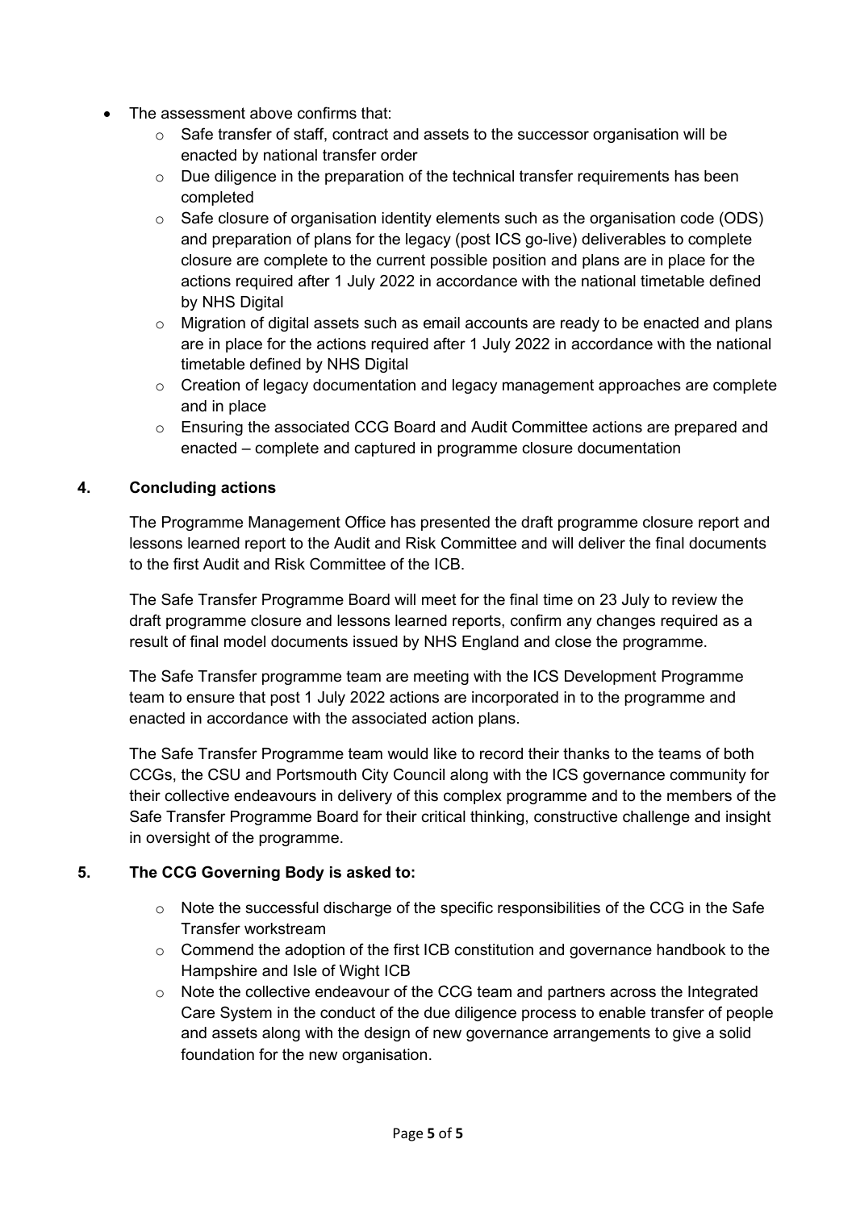- The assessment above confirms that:
  - Safe transfer of staff, contract and assets to the successor organisation will be enacted by national transfer order
  - Due diligence in the preparation of the technical transfer requirements has been completed
  - Safe closure of organisation identity elements such as the organisation code (ODS) and preparation of plans for the legacy (post ICS go-live) deliverables to complete closure are complete to the current possible position and plans are in place for the actions required after 1 July 2022 in accordance with the national timetable defined by NHS Digital
  - Migration of digital assets such as email accounts are ready to be enacted and plans are in place for the actions required after 1 July 2022 in accordance with the national timetable defined by NHS Digital
  - Creation of legacy documentation and legacy management approaches are complete and in place
  - Ensuring the associated CCG Board and Audit Committee actions are prepared and enacted – complete and captured in programme closure documentation

## 4. Concluding actions

The Programme Management Office has presented the draft programme closure report and lessons learned report to the Audit and Risk Committee and will deliver the final documents to the first Audit and Risk Committee of the ICB.

The Safe Transfer Programme Board will meet for the final time on 23 July to review the draft programme closure and lessons learned reports, confirm any changes required as a result of final model documents issued by NHS England and close the programme.

The Safe Transfer programme team are meeting with the ICS Development Programme team to ensure that post 1 July 2022 actions are incorporated in to the programme and enacted in accordance with the associated action plans.

The Safe Transfer Programme team would like to record their thanks to the teams of both CCGs, the CSU and Portsmouth City Council along with the ICS governance community for their collective endeavours in delivery of this complex programme and to the members of the Safe Transfer Programme Board for their critical thinking, constructive challenge and insight in oversight of the programme.

## 5. The CCG Governing Body is asked to:

- Note the successful discharge of the specific responsibilities of the CCG in the Safe Transfer workstream
- Commend the adoption of the first ICB constitution and governance handbook to the Hampshire and Isle of Wight ICB
- Note the collective endeavour of the CCG team and partners across the Integrated Care System in the conduct of the due diligence process to enable transfer of people and assets along with the design of new governance arrangements to give a solid foundation for the new organisation.